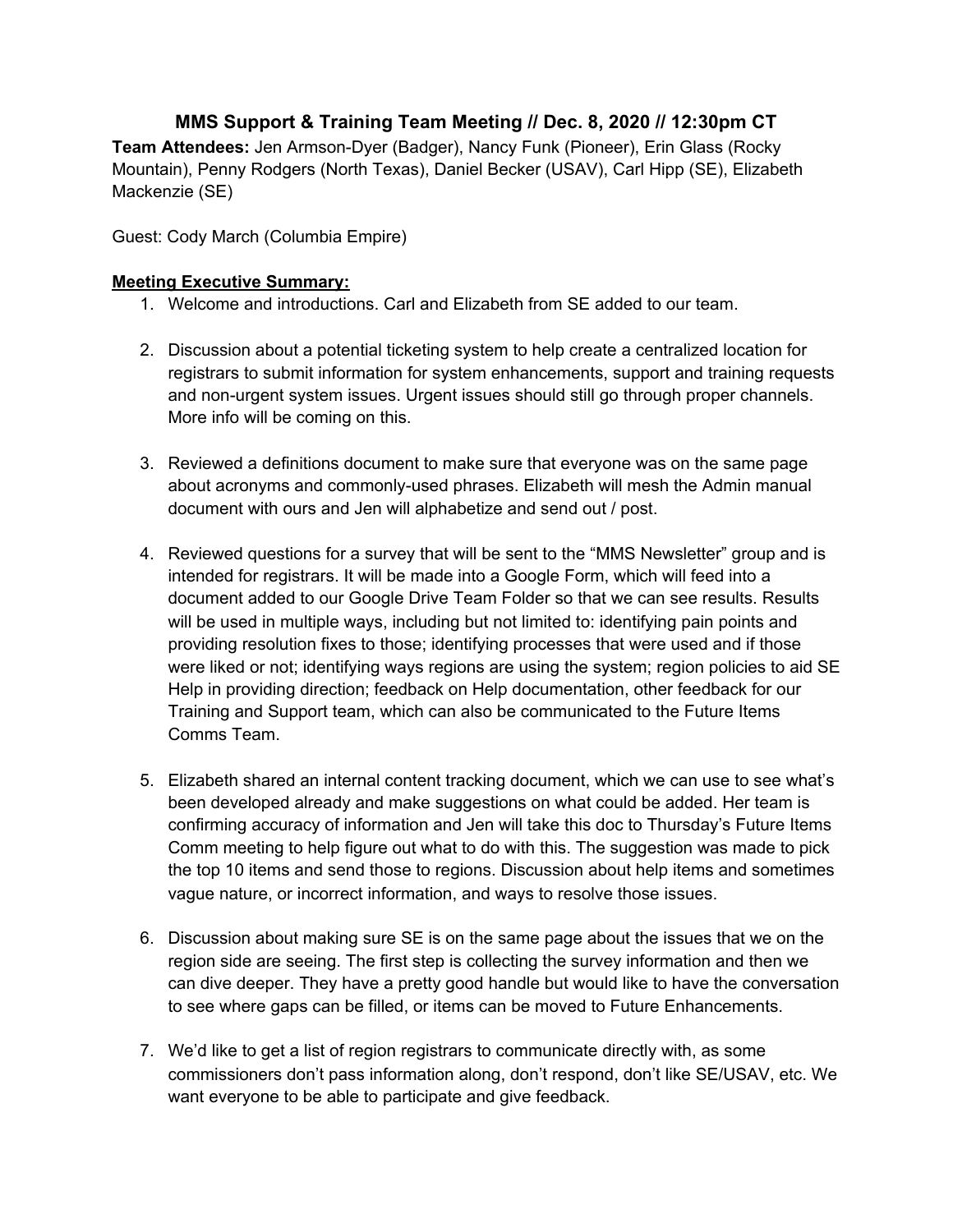# MMS Support & Training Team Meeting // Dec. 8, 2020 // 12:30pm CT

**Team Attendees:** Jen Armson-Dyer (Badger), Nancy Funk (Pioneer), Erin Glass (Rocky Mountain), Penny Rodgers (North Texas), Daniel Becker (USAV), Carl Hipp (SE), Elizabeth Mackenzie (SE)

Guest: Cody March (Columbia Empire)

**Meeting Executive Summary:**

1. Welcome and introductions. Carl and Elizabeth from SE added to our team.

2. Discussion about a potential ticketing system to help create a centralized location for registrars to submit information for system enhancements, support and training requests and non-urgent system issues. Urgent issues should still go through proper channels. More info will be coming on this.

3. Reviewed a definitions document to make sure that everyone was on the same page about acronyms and commonly-used phrases. Elizabeth will mesh the Admin manual document with ours and Jen will alphabetize and send out / post.

4. Reviewed questions for a survey that will be sent to the "MMS Newsletter" group and is intended for registrars. It will be made into a Google Form, which will feed into a document added to our Google Drive Team Folder so that we can see results. Results will be used in multiple ways, including but not limited to: identifying pain points and providing resolution fixes to those; identifying processes that were used and if those were liked or not; identifying ways regions are using the system; region policies to aid SE Help in providing direction; feedback on Help documentation, other feedback for our Training and Support team, which can also be communicated to the Future Items Comms Team.

5. Elizabeth shared an internal content tracking document, which we can use to see what's been developed already and make suggestions on what could be added. Her team is confirming accuracy of information and Jen will take this doc to Thursday's Future Items Comm meeting to help figure out what to do with this. The suggestion was made to pick the top 10 items and send those to regions. Discussion about help items and sometimes vague nature, or incorrect information, and ways to resolve those issues.

6. Discussion about making sure SE is on the same page about the issues that we on the region side are seeing. The first step is collecting the survey information and then we can dive deeper. They have a pretty good handle but would like to have the conversation to see where gaps can be filled, or items can be moved to Future Enhancements.

7. We'd like to get a list of region registrars to communicate directly with, as some commissioners don't pass information along, don't respond, don't like SE/USAV, etc. We want everyone to be able to participate and give feedback.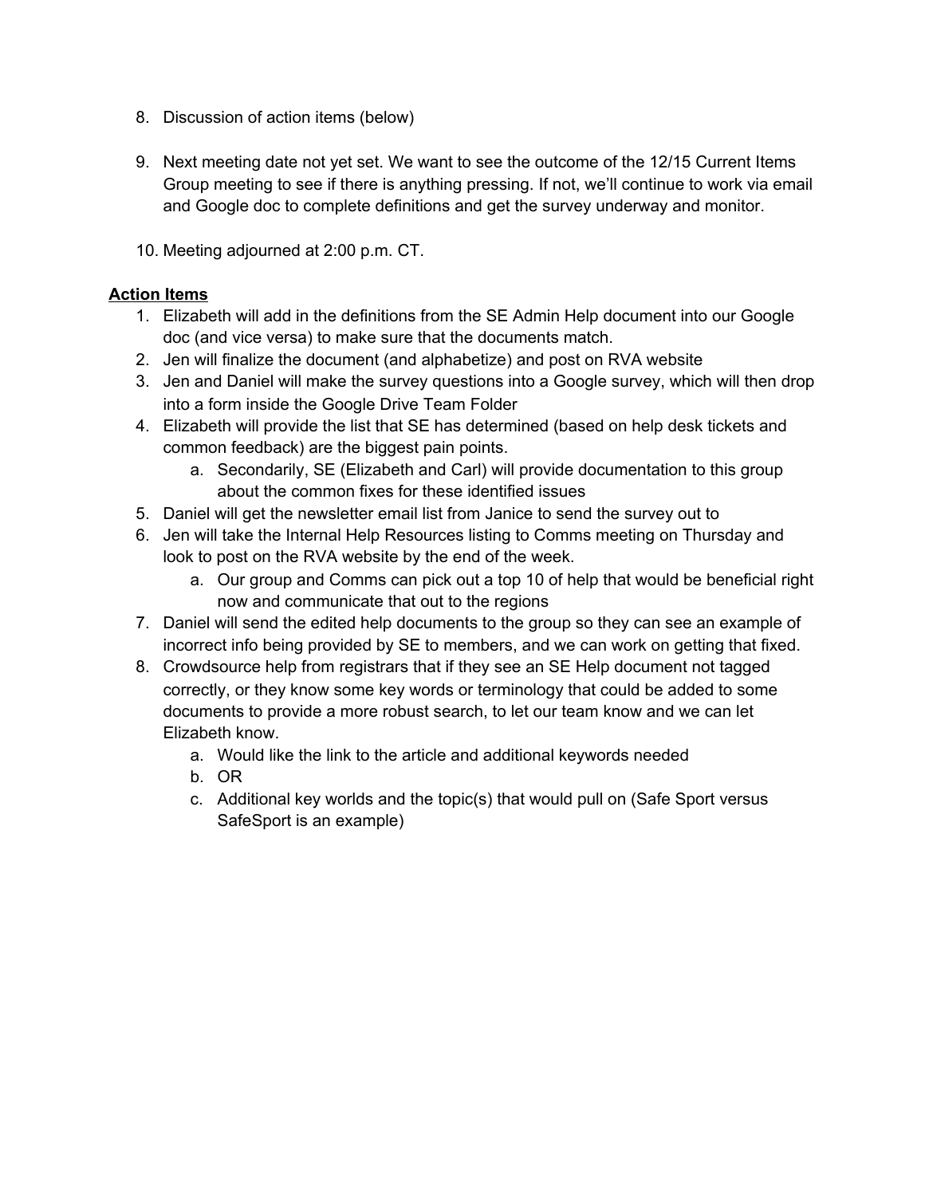8. Discussion of action items (below)

9. Next meeting date not yet set. We want to see the outcome of the 12/15 Current Items Group meeting to see if there is anything pressing. If not, we'll continue to work via email and Google doc to complete definitions and get the survey underway and monitor.

10. Meeting adjourned at 2:00 p.m. CT.

**<u>Action Items</u>**

1. Elizabeth will add in the definitions from the SE Admin Help document into our Google doc (and vice versa) to make sure that the documents match.
2. Jen will finalize the document (and alphabetize) and post on RVA website
3. Jen and Daniel will make the survey questions into a Google survey, which will then drop into a form inside the Google Drive Team Folder
4. Elizabeth will provide the list that SE has determined (based on help desk tickets and common feedback) are the biggest pain points.
   a. Secondarily, SE (Elizabeth and Carl) will provide documentation to this group about the common fixes for these identified issues
5. Daniel will get the newsletter email list from Janice to send the survey out to
6. Jen will take the Internal Help Resources listing to Comms meeting on Thursday and look to post on the RVA website by the end of the week.
   a. Our group and Comms can pick out a top 10 of help that would be beneficial right now and communicate that out to the regions
7. Daniel will send the edited help documents to the group so they can see an example of incorrect info being provided by SE to members, and we can work on getting that fixed.
8. Crowdsource help from registrars that if they see an SE Help document not tagged correctly, or they know some key words or terminology that could be added to some documents to provide a more robust search, to let our team know and we can let Elizabeth know.
   a. Would like the link to the article and additional keywords needed
   b. OR
   c. Additional key worlds and the topic(s) that would pull on (Safe Sport versus SafeSport is an example)